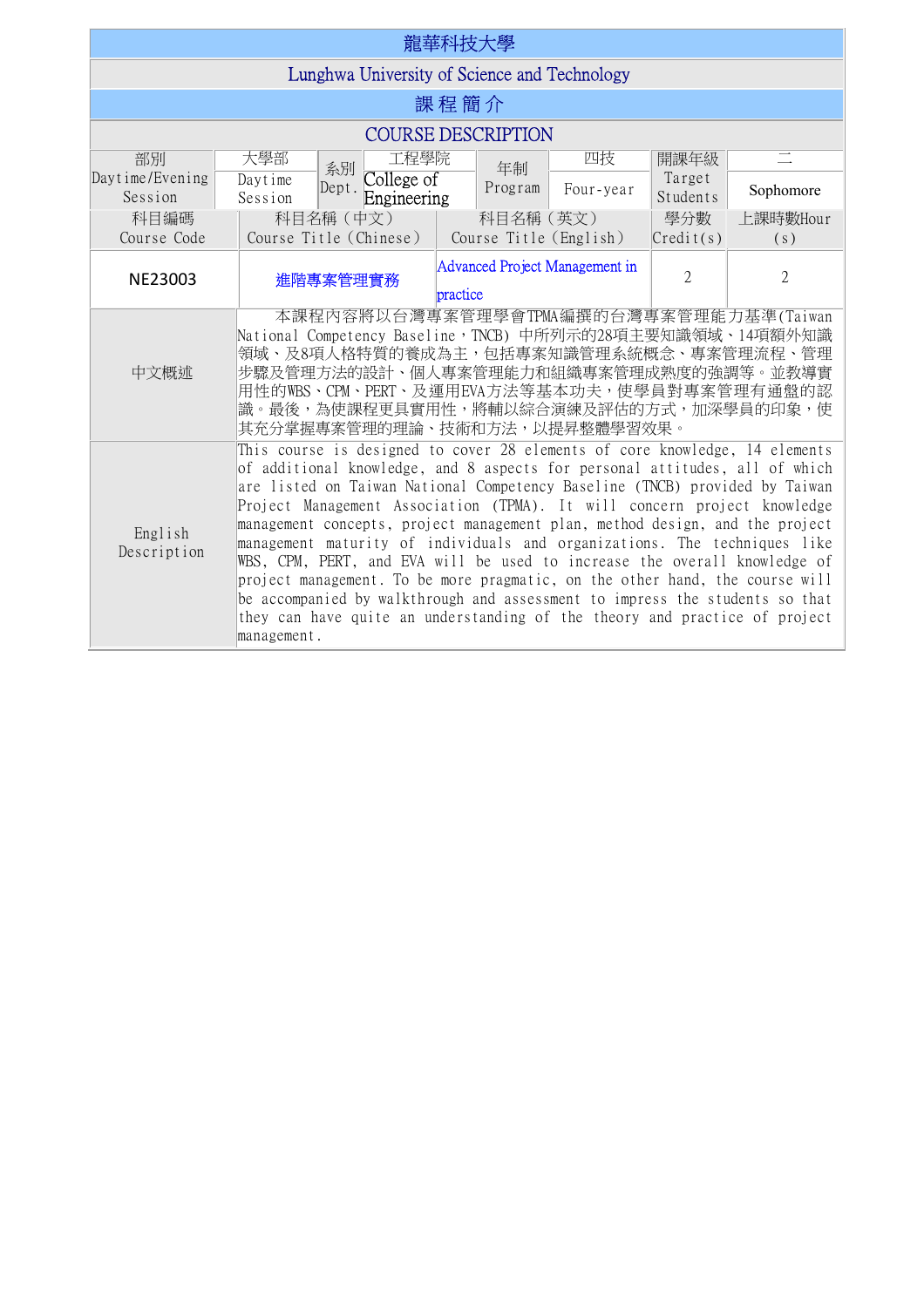# 龍華科技大學

## Lunghwa University of Science and Technology

## 課 程 簡 介

## COURSE DESCRIPTION

| 部別 Daytime/Evening Session | 大學部 Daytime Session | 系別 Dept. | 工程學院 College of Engineering | 年制 Program | 四技 Four-year | 開課年級 Target Students | 二 Sophomore |
|---|---|---|---|---|---|---|---|

| 科目編碼 Course Code | 科目名稱（中文） Course Title (Chinese) | 科目名稱（英文） Course Title (English) | 學分數 Credit(s) | 上課時數Hour (s) |
|---|---|---|---|---|
| NE23003 | 進階專案管理實務 | Advanced Project Management in practice | 2 | 2 |

| 項目 | 內容 |
|---|---|
| 中文概述 | 本課程內容將以台灣專案管理學會TPMA編撰的台灣專案管理能力基準(Taiwan National Competency Baseline，TNCB) 中所列示的28項主要知識領域、14項額外知識領域、及8項人格特質的養成為主，包括專案知識管理系統概念、專案管理流程、管理步驟及管理方法的設計、個人專案管理能力和組織專案管理成熟度的強調等。並教導實用性的WBS、CPM、PERT、及運用EVA方法等基本功夫，使學員對專案管理有通盤的認識。最後，為使課程更具實用性，將輔以綜合演練及評估的方式，加深學員的印象，使其充分掌握專案管理的理論、技術和方法，以提昇整體學習效果。 |
| English Description | This course is designed to cover 28 elements of core knowledge, 14 elements of additional knowledge, and 8 aspects for personal attitudes, all of which are listed on Taiwan National Competency Baseline (TNCB) provided by Taiwan Project Management Association (TPMA). It will concern project knowledge management concepts, project management plan, method design, and the project management maturity of individuals and organizations. The techniques like WBS, CPM, PERT, and EVA will be used to increase the overall knowledge of project management. To be more pragmatic, on the other hand, the course will be accompanied by walkthrough and assessment to impress the students so that they can have quite an understanding of the theory and practice of project management. |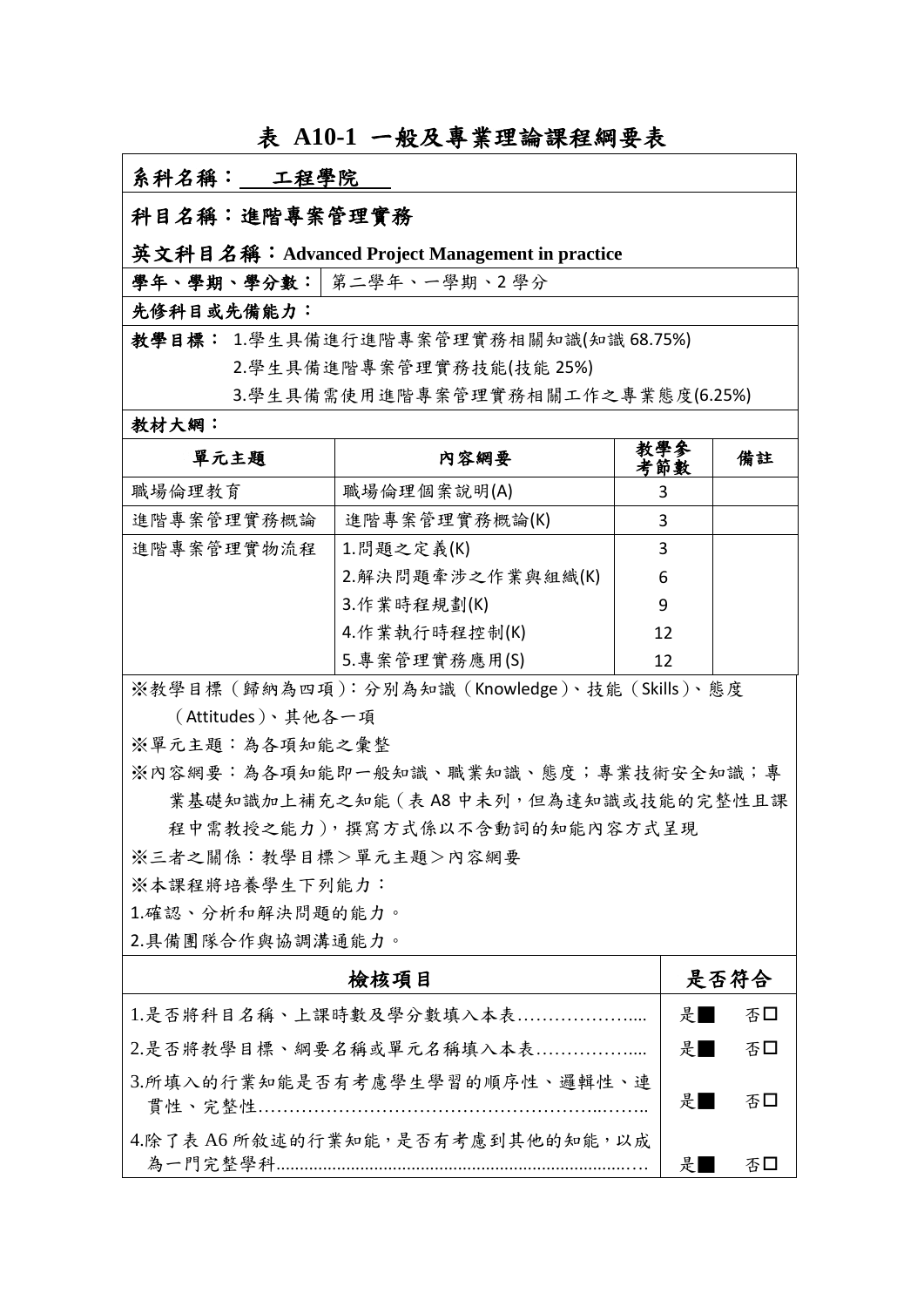# 表 A10-1 一般及專業理論課程綱要表

**系科名稱：工程學院**

**科目名稱：進階專案管理實務**

**英文科目名稱：Advanced Project Management in practice**

**學年、學期、學分數：** 第二學年、一學期、2 學分

**先修科目或先備能力：**

**教學目標：** 1.學生具備進行進階專案管理實務相關知識(知識 68.75%)
2.學生具備進階專案管理實務技能(技能 25%)
3.學生具備需使用進階專案管理實務相關工作之專業態度(6.25%)

**教材大綱：**

| 單元主題 | 內容綱要 | 教學參考節數 | 備註 |
|---|---|---|---|
| 職場倫理教育 | 職場倫理個案說明(A) | 3 | |
| 進階專案管理實務概論 | 進階專案管理實務概論(K) | 3 | |
| 進階專案管理實物流程 | 1.問題之定義(K) | 3 | |
| | 2.解決問題牽涉之作業與組織(K) | 6 | |
| | 3.作業時程規劃(K) | 9 | |
| | 4.作業執行時程控制(K) | 12 | |
| | 5.專案管理實務應用(S) | 12 | |

※教學目標（歸納為四項）：分別為知識（Knowledge）、技能（Skills）、態度（Attitudes）、其他各一項

※單元主題：為各項知能之彙整

※內容綱要：為各項知能即一般知識、職業知識、態度；專業技術安全知識；專業基礎知識加上補充之知能（表 A8 中未列，但為達知識或技能的完整性且課程中需教授之能力），撰寫方式係以不含動詞的知能內容方式呈現

※三者之關係：教學目標＞單元主題＞內容綱要

※本課程將培養學生下列能力：

1.確認、分析和解決問題的能力。

2.具備團隊合作與協調溝通能力。

| 檢核項目 | 是否符合 |
|---|---|
| 1.是否將科目名稱、上課時數及學分數填入本表……………….... | 是■ 否□ |
| 2.是否將教學目標、綱要名稱或單元名稱填入本表……………..... | 是■ 否□ |
| 3.所填入的行業知能是否有考慮學生學習的順序性、邏輯性、連貫性、完整性……………………………………………...…….. | 是■ 否□ |
| 4.除了表 A6 所敘述的行業知能，是否有考慮到其他的知能，以成為一門完整學科.............................................................................…. | 是■ 否□ |